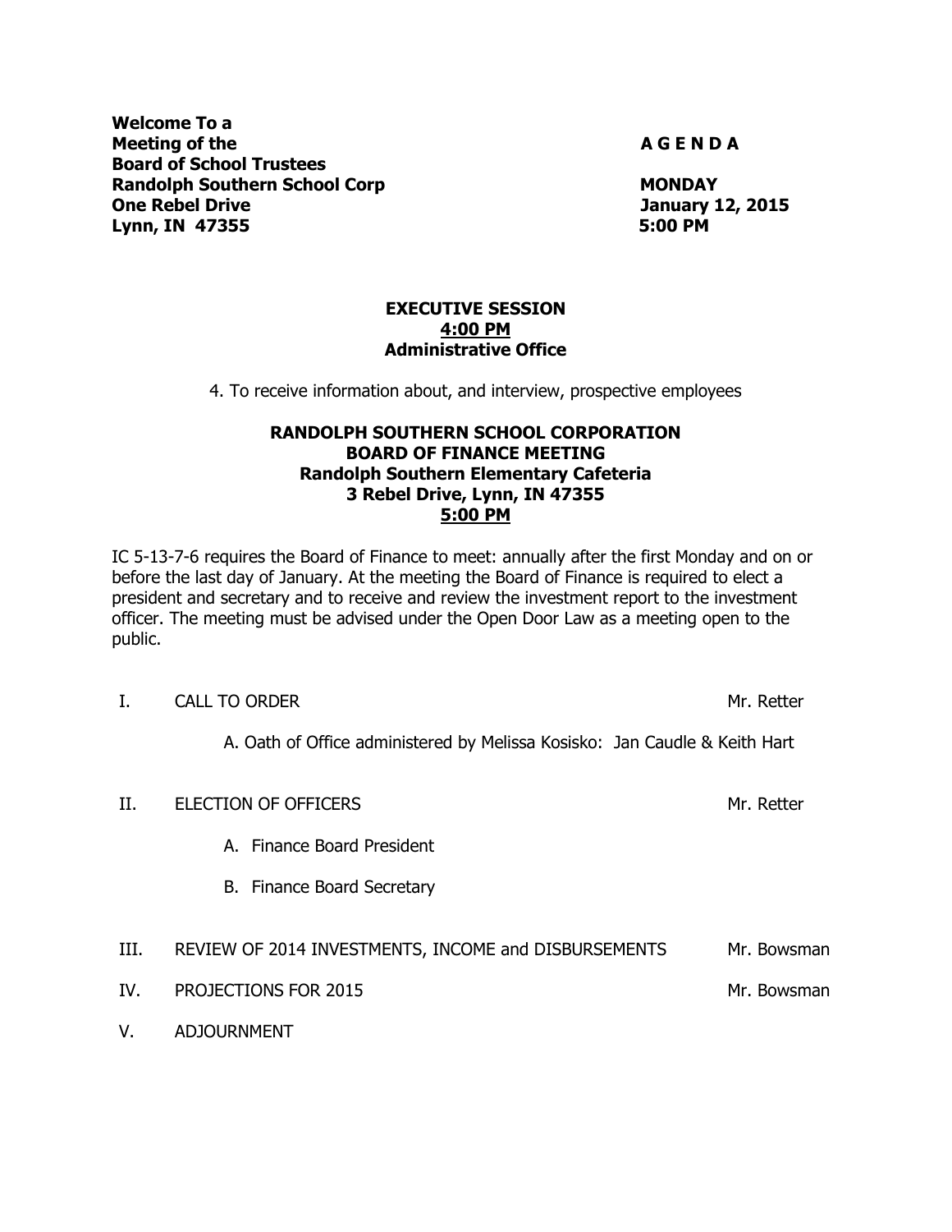**Welcome To a**
**Meeting of the**
**Board of School Trustees**
**Randolph Southern School Corp**
**One Rebel Drive**
**Lynn, IN 47355**

**A G E N D A**

**MONDAY**
**January 12, 2015**
**5:00 PM**

**EXECUTIVE SESSION**
**4:00 PM**
**Administrative Office**

4. To receive information about, and interview, prospective employees

**RANDOLPH SOUTHERN SCHOOL CORPORATION**
**BOARD OF FINANCE MEETING**
**Randolph Southern Elementary Cafeteria**
**3 Rebel Drive, Lynn, IN 47355**
**5:00 PM**

IC 5-13-7-6 requires the Board of Finance to meet: annually after the first Monday and on or before the last day of January. At the meeting the Board of Finance is required to elect a president and secretary and to receive and review the investment report to the investment officer. The meeting must be advised under the Open Door Law as a meeting open to the public.

I. CALL TO ORDER — Mr. Retter

A. Oath of Office administered by Melissa Kosisko: Jan Caudle & Keith Hart

II. ELECTION OF OFFICERS — Mr. Retter

A. Finance Board President

B. Finance Board Secretary

III. REVIEW OF 2014 INVESTMENTS, INCOME and DISBURSEMENTS — Mr. Bowsman

IV. PROJECTIONS FOR 2015 — Mr. Bowsman

V. ADJOURNMENT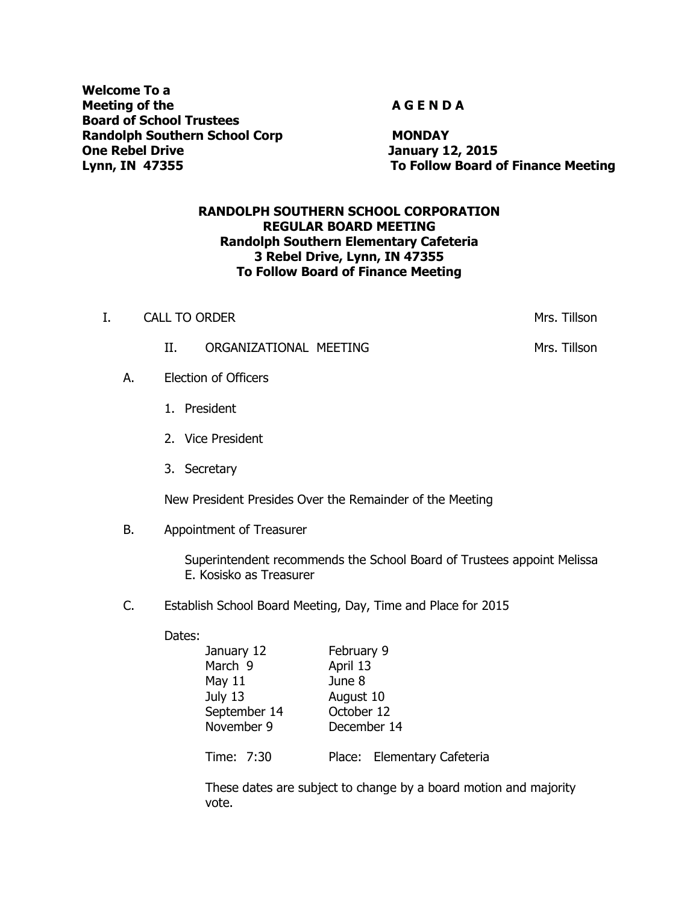**Welcome To a**
**Meeting of the**
**Board of School Trustees**
**Randolph Southern School Corp**
**One Rebel Drive**
**Lynn, IN 47355**

**A G E N D A**

**MONDAY**
**January 12, 2015**
**To Follow Board of Finance Meeting**

**RANDOLPH SOUTHERN SCHOOL CORPORATION**
**REGULAR BOARD MEETING**
**Randolph Southern Elementary Cafeteria**
**3 Rebel Drive, Lynn, IN 47355**
**To Follow Board of Finance Meeting**

I. CALL TO ORDER — Mrs. Tillson

II. ORGANIZATIONAL MEETING — Mrs. Tillson

A. Election of Officers

1. President
2. Vice President
3. Secretary

New President Presides Over the Remainder of the Meeting

B. Appointment of Treasurer

Superintendent recommends the School Board of Trustees appoint Melissa E. Kosisko as Treasurer

C. Establish School Board Meeting, Day, Time and Place for 2015

Dates:

| | |
|---|---|
| January 12 | February 9 |
| March 9 | April 13 |
| May 11 | June 8 |
| July 13 | August 10 |
| September 14 | October 12 |
| November 9 | December 14 |

Time: 7:30 Place: Elementary Cafeteria

These dates are subject to change by a board motion and majority vote.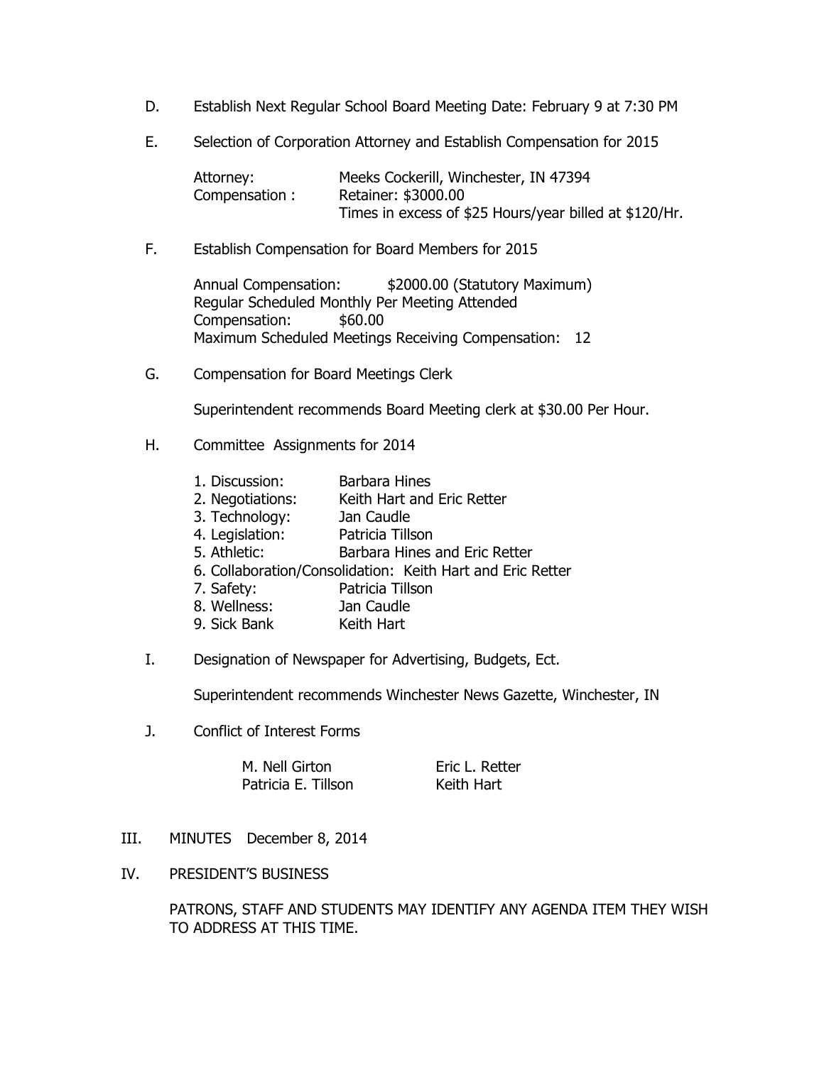D. Establish Next Regular School Board Meeting Date: February 9 at 7:30 PM

E. Selection of Corporation Attorney and Establish Compensation for 2015

Attorney: Meeks Cockerill, Winchester, IN 47394
Compensation : Retainer: $3000.00
Times in excess of $25 Hours/year billed at $120/Hr.

F. Establish Compensation for Board Members for 2015

Annual Compensation: $2000.00 (Statutory Maximum)
Regular Scheduled Monthly Per Meeting Attended
Compensation: $60.00
Maximum Scheduled Meetings Receiving Compensation: 12

G. Compensation for Board Meetings Clerk

Superintendent recommends Board Meeting clerk at $30.00 Per Hour.

H. Committee Assignments for 2014

1. Discussion: Barbara Hines
2. Negotiations: Keith Hart and Eric Retter
3. Technology: Jan Caudle
4. Legislation: Patricia Tillson
5. Athletic: Barbara Hines and Eric Retter
6. Collaboration/Consolidation: Keith Hart and Eric Retter
7. Safety: Patricia Tillson
8. Wellness: Jan Caudle
9. Sick Bank Keith Hart

I. Designation of Newspaper for Advertising, Budgets, Ect.

Superintendent recommends Winchester News Gazette, Winchester, IN

J. Conflict of Interest Forms

M. Nell Girton Eric L. Retter
Patricia E. Tillson Keith Hart

III. MINUTES December 8, 2014

IV. PRESIDENT'S BUSINESS

PATRONS, STAFF AND STUDENTS MAY IDENTIFY ANY AGENDA ITEM THEY WISH TO ADDRESS AT THIS TIME.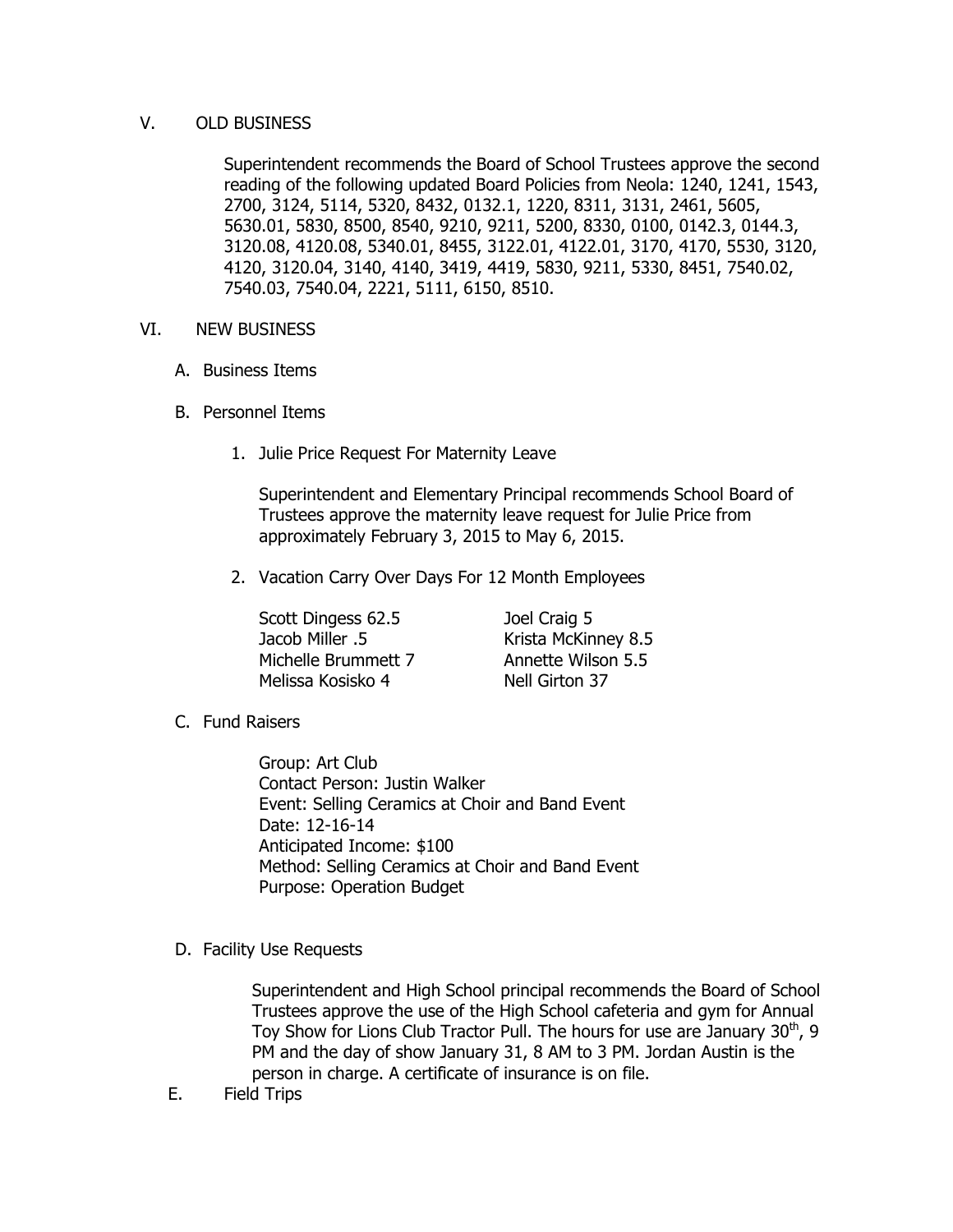## V. OLD BUSINESS

Superintendent recommends the Board of School Trustees approve the second reading of the following updated Board Policies from Neola: 1240, 1241, 1543, 2700, 3124, 5114, 5320, 8432, 0132.1, 1220, 8311, 3131, 2461, 5605, 5630.01, 5830, 8500, 8540, 9210, 9211, 5200, 8330, 0100, 0142.3, 0144.3, 3120.08, 4120.08, 5340.01, 8455, 3122.01, 4122.01, 3170, 4170, 5530, 3120, 4120, 3120.04, 3140, 4140, 3419, 4419, 5830, 9211, 5330, 8451, 7540.02, 7540.03, 7540.04, 2221, 5111, 6150, 8510.

## VI. NEW BUSINESS

### A. Business Items

### B. Personnel Items

1. Julie Price Request For Maternity Leave

   Superintendent and Elementary Principal recommends School Board of Trustees approve the maternity leave request for Julie Price from approximately February 3, 2015 to May 6, 2015.

2. Vacation Carry Over Days For 12 Month Employees

   | | |
   |---|---|
   | Scott Dingess 62.5 | Joel Craig 5 |
   | Jacob Miller .5 | Krista McKinney 8.5 |
   | Michelle Brummett 7 | Annette Wilson 5.5 |
   | Melissa Kosisko 4 | Nell Girton 37 |

### C. Fund Raisers

Group: Art Club
Contact Person: Justin Walker
Event: Selling Ceramics at Choir and Band Event
Date: 12-16-14
Anticipated Income: $100
Method: Selling Ceramics at Choir and Band Event
Purpose: Operation Budget

### D. Facility Use Requests

Superintendent and High School principal recommends the Board of School Trustees approve the use of the High School cafeteria and gym for Annual Toy Show for Lions Club Tractor Pull. The hours for use are January 30th, 9 PM and the day of show January 31, 8 AM to 3 PM. Jordan Austin is the person in charge. A certificate of insurance is on file.

### E. Field Trips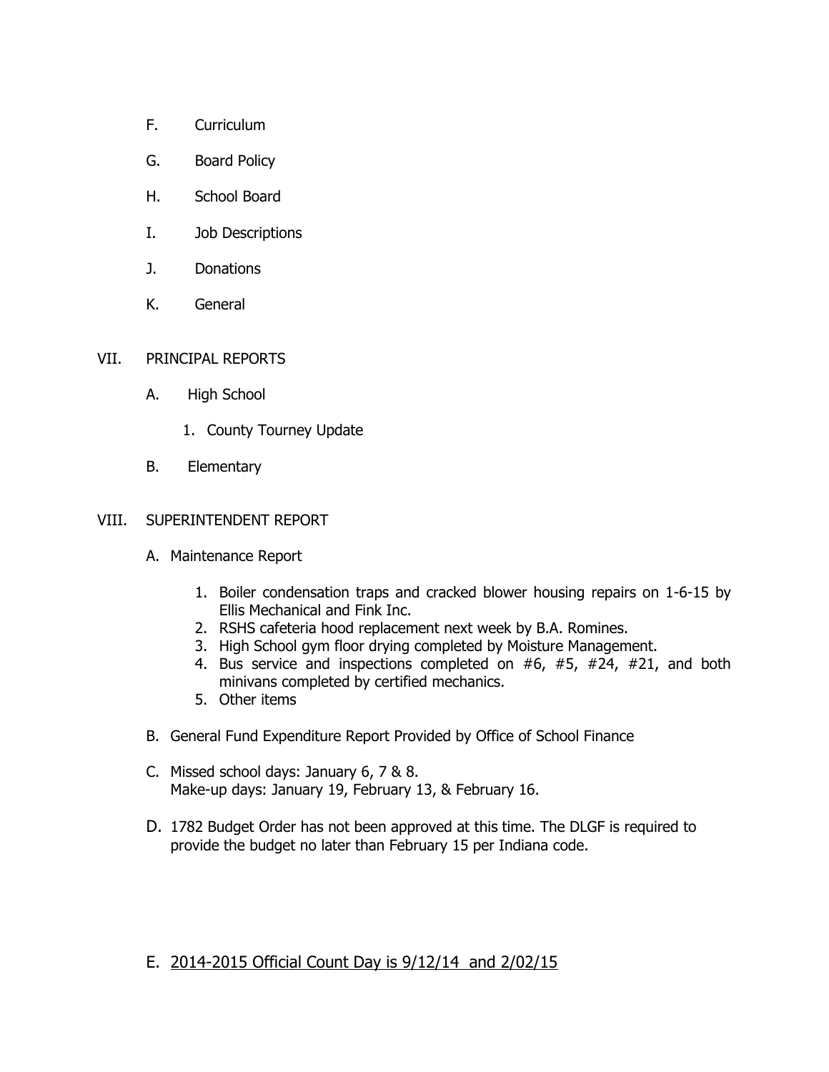F. Curriculum

G. Board Policy

H. School Board

I. Job Descriptions

J. Donations

K. General

VII. PRINCIPAL REPORTS

A. High School

1. County Tourney Update

B. Elementary

VIII. SUPERINTENDENT REPORT

A. Maintenance Report

1. Boiler condensation traps and cracked blower housing repairs on 1-6-15 by Ellis Mechanical and Fink Inc.
2. RSHS cafeteria hood replacement next week by B.A. Romines.
3. High School gym floor drying completed by Moisture Management.
4. Bus service and inspections completed on #6, #5, #24, #21, and both minivans completed by certified mechanics.
5. Other items

B. General Fund Expenditure Report Provided by Office of School Finance

C. Missed school days: January 6, 7 & 8.
Make-up days: January 19, February 13, & February 16.

D. 1782 Budget Order has not been approved at this time. The DLGF is required to provide the budget no later than February 15 per Indiana code.

E. <u>2014-2015 Official Count Day is 9/12/14 and 2/02/15</u>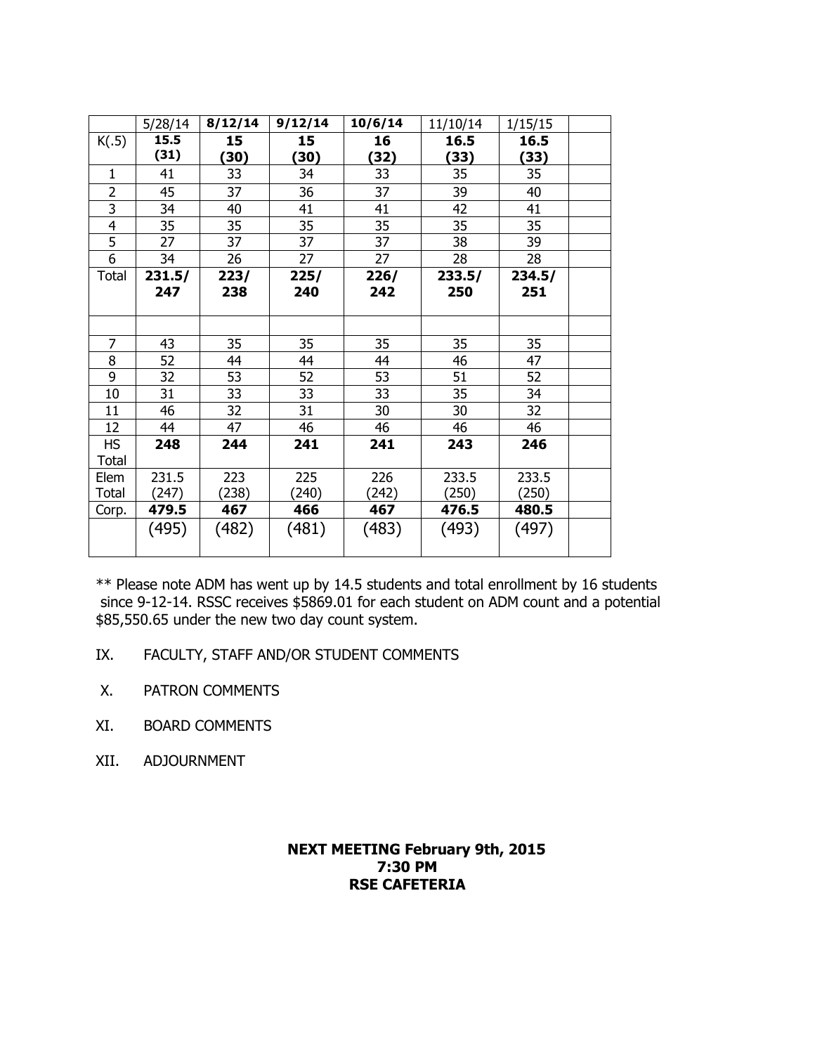| | 5/28/14 | 8/12/14 | 9/12/14 | 10/6/14 | 11/10/14 | 1/15/15 | |
|---|---|---|---|---|---|---|---|
| K(.5) | **15.5 (31)** | **15 (30)** | **15 (30)** | **16 (32)** | **16.5 (33)** | **16.5 (33)** | |
| 1 | 41 | 33 | 34 | 33 | 35 | 35 | |
| 2 | 45 | 37 | 36 | 37 | 39 | 40 | |
| 3 | 34 | 40 | 41 | 41 | 42 | 41 | |
| 4 | 35 | 35 | 35 | 35 | 35 | 35 | |
| 5 | 27 | 37 | 37 | 37 | 38 | 39 | |
| 6 | 34 | 26 | 27 | 27 | 28 | 28 | |
| Total | **231.5/ 247** | **223/ 238** | **225/ 240** | **226/ 242** | **233.5/ 250** | **234.5/ 251** | |
| | | | | | | | |
| 7 | 43 | 35 | 35 | 35 | 35 | 35 | |
| 8 | 52 | 44 | 44 | 44 | 46 | 47 | |
| 9 | 32 | 53 | 52 | 53 | 51 | 52 | |
| 10 | 31 | 33 | 33 | 33 | 35 | 34 | |
| 11 | 46 | 32 | 31 | 30 | 30 | 32 | |
| 12 | 44 | 47 | 46 | 46 | 46 | 46 | |
| HS Total | **248** | **244** | **241** | **241** | **243** | **246** | |
| Elem Total | 231.5 (247) | 223 (238) | 225 (240) | 226 (242) | 233.5 (250) | 233.5 (250) | |
| Corp. | **479.5** | **467** | **466** | **467** | **476.5** | **480.5** | |
| | (495) | (482) | (481) | (483) | (493) | (497) | |

** Please note ADM has went up by 14.5 students and total enrollment by 16 students since 9-12-14. RSSC receives $5869.01 for each student on ADM count and a potential $85,550.65 under the new two day count system.

IX. FACULTY, STAFF AND/OR STUDENT COMMENTS

X. PATRON COMMENTS

XI. BOARD COMMENTS

XII. ADJOURNMENT

**NEXT MEETING February 9th, 2015**
**7:30 PM**
**RSE CAFETERIA**